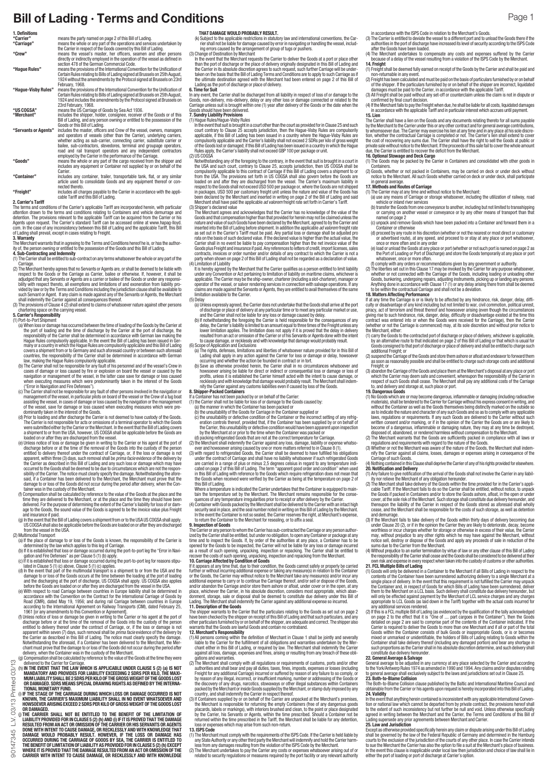# Bill of Lading · Terms and Conditions

**1. Definitions**

| | |
|---|---|
| **"Carrier"** | means the party named on page 2 of this Bill of Lading. |
| **"Carriage"** | means the whole or any part of the operations and services undertaken by the Carrier in respect of the Goods covered by this Bill of Lading. |
| **"Crew"** | means the vessel's master, her officers, seamen and other persons directly or indirectly employed in the operation of the vessel as defined in section 478 of the German Commercial Code. |
| **"Hague Rules"** | means the provisions of the International Convention for the Unification of Certain Rules relating to Bills of Lading signed at Brussels on 25th August, 1924 without the amendments by the Protocol signed at Brussels on 23rd February, 1968. |
| **"Hague-Visby Rules"** | means the provisions of the International Convention for the Unification of Certain Rules relating to Bills of Lading signed at Brussels on 25th August, 1924 and includes the amendments by the Protocol signed at Brussels on 23rd February, 1968. |
| **"US COGSA"** | means the US Carriage of Goods by Sea Act 1936. |
| **"Merchant"** | includes the shipper, holder, consignee, receiver of the Goods or of this Bill of Lading, and any person owning or entitled to the possession of the Goods or of this Bill of Lading. |
| **"Servants or Agents"** | includes the master, officers and Crew of the vessel, owners, managers and operators of vessels (other than the Carrier), underlying carriers, whether acting as sub-carrier, connecting carrier, substitute carrier or bailee, sub-contractors, stevedores, terminal and groupage operators, road and rail transport operators and any independent contractors employed by the Carrier in the performance of the Carriage. |
| **"Goods"** | means the whole or any part of the cargo received from the shipper and includes any equipment or Container not supplied by or on behalf of the Carrier. |
| **"Container"** | includes any container, trailer, transportable tank, flat, or any similar article used to consolidate Goods and any equipment thereof or connected thereto. |
| **"Freight"** | includes all charges payable to the Carrier in accordance with the applicable Tariff and this Bill of Lading. |

**2. Carrier's Tariff**
The terms and conditions of the Carrier's applicable Tariff are incorporated herein, with particular attention drawn to the terms and conditions relating to Containers and vehicle demurrage and detention. The provisions relevant to the applicable Tariff can be acquired from the Carrier or his Agents upon request. The Carrier's standard Tariff can be accessed online at www.hapag-lloyd.com. In the case of any inconsistency between this Bill of Lading and the applicable Tariff, this Bill of Lading shall prevail, except in cases relating to Freight.

**3. Warranty**
The Merchant warrants that in agreeing to the Terms and Conditions hereof he is, or has the authority of, the person owning or entitled to the possession of the Goods and this Bill of Lading.

**4. Sub-Contracting and Indemnity**
(1) The Carrier shall be entitled to sub-contract on any terms whatsoever the whole or any part of the Carriage.
(2) The Merchant hereby agrees that no Servants or Agents are, or shall be deemed to be liable with respect to the Goods or the Carriage as Carrier, bailee or otherwise. If, however, it shall be adjudged that any Servants or Agents are a carrier or bailee of the Goods or under any responsibility with respect thereto, all exemptions and limitations of and exoneration from liability provided by law or by the Terms and Conditions including the jurisdiction clause shall be available to such Servant or Agent. If any claim is made against any of the Servants or Agents, the Merchant shall indemnify the Carrier against all consequences thereof.
(3) The provisions of Clause 4 (2) shall extend to claims of whatsoever nature against other persons chartering space on the carrying vessel.

**5. Carrier's Responsibility**
(1) Port-to-Port Shipment
(a) When loss or damage has occurred between the time of loading of the Goods by the Carrier at the port of loading and the time of discharge by the Carrier at the port of discharge, the responsibility of the Carrier shall be determined in accordance with German law making the Hague Rules compulsorily applicable. In the event the Bill of Lading has been issued in Germany or a country in which the Hague Rules are compulsorily applicable and this Bill of Lading covers a shipment from or to Germany and such aforesaid country or between such aforesaid countries, the responsibility of the Carrier shall be determined in accordance with German law, making the Hague Rules compulsorily applicable.
(b) The Carrier shall not be responsible for any fault of his personnel and of the vessel's Crew in cases of damage or loss caused by fire or explosion on board the vessel or caused by the navigation or management of the vessel, in the latter case save for damage or loss caused when executing measures which were predominantly taken in the interest of the Goods ("Error in Navigation and Fire Defenses").
(c) The Carrier shall not be responsible for any fault of other persons involved in the navigation or management of the vessel, in particular pilots on board of the vessel or the Crew of a tug boat assisting the vessel, in cases of damage or loss caused by the navigation or the management of the vessel, save for damage or loss caused when executing measures which were predominantly taken in the interest of the Goods.
(d) Prior to loading and after discharge the Carrier is not deemed to have custody of the Goods. The Carrier is not responsible for acts or omissions of a terminal operator to which the Goods were submitted either by the Carrier or the Merchant. In the event that the Bill of Lading covers a shipment to or from the USA, however, US COGSA shall be applicable before the Goods are loaded on or after they are discharged from the vessel.
(e) Unless notice of loss or damage be given in writing to the Carrier or his agent at the port of discharge before or at the time of the removal of the Goods into the custody of the person entitled to delivery thereof under the contract of Carriage, or, if the loss or damage is not apparent, within three (3) days, such removal shall be *prima facie* evidence of the delivery by the Carrier as described in this Bill of Lading and any such loss or damage which may have occurred to the Goods shall be deemed to be due to circumstances which are not the responsibility of the Carrier. The notice must clearly specify the damage. Notwithstanding the aforesaid, if a Container has been delivered to the Merchant, the Merchant must prove that the damage to or loss of the Goods did not occur during the period after delivery, when the Container was in the custody of the Merchant.
(f) Compensation shall be calculated by reference to the value of the Goods at the place and the time they are delivered to the Merchant, or at the place and the time they should have been delivered. For the purpose of determining the extent of the Carrier's liability for loss of or damage to the Goods, the sound value of the Goods is agreed to be the invoice value plus Freight and insurance if paid.
(g) In the event that the Bill of Lading covers a shipment from or to the USA US COGSA shall apply. US COGSA shall also be applicable before the Goods are loaded on or after they are discharged from the vessel in the USA.

(2) Multimodal Transport
(a) If the place of damage to or loss of the Goods is known, the responsibility of the Carrier is determined by the law which applies to this leg of Carriage.
(b) If it is established that loss or damage occurred during the port-to-port leg the "Error in Navigation and Fire Defenses" as per Clause 5 (1) (b) apply.
(c) If it is established that loss or damage occurred during the port-to-port leg for reasons stipulated in Clause 5 (1) (c) above, Clause 5 (1) (c) applies.
(d) In the event that part of the multimodal transport is a shipment to or from the USA and the damage to or loss of the Goods occurs at the time between the loading at the port of loading and the discharging at the port of discharge, US COGSA shall apply. US COGSA also applies before the Goods are loaded on or after they are discharged from the vessel in the USA.
(e) With respect to road Carriage between countries in Europe liability shall be determined in accordance with the Convention on the Contract for the International Carriage of Goods by Road (CMR), dated May 19, 1956; and during rail Carriage between countries in Europe according to the International Agreement on Railway Transports (CIM), dated February 25, 1961 [or any amendments to this Convention or Agreement].
(f) Unless notice of loss or damage be given in writing to the Carrier or his agent at the port of discharge before or at the time of the removal of the Goods into the custody of the person entitled to delivery thereof under the contract of Carriage, or, if the loss or damage is not apparent within seven (7) days, such removal shall be *prima facie* evidence of the delivery by the Carrier as described in this Bill of Lading. The notice must clearly specify the damage. Notwithstanding the aforesaid, if a Container has been delivered to the Merchant, the Merchant must prove that the damage to or loss of the Goods did not occur during the period after delivery, when the Container was in the custody of the Merchant.
(g) Compensation shall be calculated by reference to the value of the Goods at the time they were delivered to the Carrier for Carriage.
(h) **IN THE EVENT THAT THE LAW WHICH IS APPLICABLE UNDER CLAUSE 5 (2) (a) IS NOT MANDATORY AND PROVIDES FOR LIABILITY EXCEEDING 2 SDRS PER KILO, THE MAXIMUM LIABILITY SHALL BE 2 SDRS PER KILO OF THE GROSS WEIGHT OF THE GOODS LOST OR DAMAGED. SDRS MEANS SPECIAL DRAWING RIGHTS AS DEFINED BY THE INTERNATIONAL MONETARY FUND.**
(i) **IF THE STAGE OF THE CARRIAGE DURING WHICH LOSS OR DAMAGE OCCURRED IS NOT KNOWN, THE CARRIER'S MAXIMUM LIABILITY SHALL IN NO EVENT WHATSOEVER AND HOWSOEVER ARISING EXCEED 2 SDRS PER KILO OF GROSS WEIGHT OF THE GOODS LOST OR DAMAGED.**
(j) **THE CARRIER SHALL NOT BE ENTITLED TO THE BENEFIT OF THE LIMITATION OF LIABILITY PROVIDED FOR IN CLAUSE 5 (2) (h) AND (i) IF IT IS PROVED THAT THE DAMAGE RESULTED FROM AN ACT OR OMISSION OF THE CARRIER OR HIS SERVANTS OR AGENTS DONE WITH INTENT TO CAUSE DAMAGE, OR RECKLESSLY AND WITH KNOWLEDGE THAT DAMAGE WOULD PROBABLY RESULT. HOWEVER, IF THE LOSS OR DAMAGE HAS OCCURRED DURING THE CARRIAGE OF GOODS BY SEA, THE CARRIER IS ENTITLED TO THE BENEFIT OF LIMITATION OF LIABILITY AS PROVIDED FOR IN CLAUSE 5 (2) (h) EXCEPT WHERE IT IS PROVED THAT THE DAMAGE RESULTED FROM AN ACT OR OMISSION OF THE CARRIER WITH INTENT TO CAUSE DAMAGE, OR RECKLESSLY AND WITH KNOWLEDGE THAT DAMAGE WOULD PROBABLY RESULT.**
(k) Subject to the applicable restrictions in statutory law and international conventions, the Carrier shall not be liable for damage caused by error in navigating or handling the vessel, including errors caused by the arrangement of group of tugs or pushers.

(3) Change of Destination by Merchant
In the event that the Merchant requests the Carrier to deliver the Goods at a port or place other than the port of discharge or the place of delivery originally designated in this Bill of Lading and the Carrier in its absolute discretion agrees to such request, such further Carriage will be undertaken on the basis that the Bill of Lading Terms and Conditions are to apply to such Carriage as if the ultimate destination agreed with the Merchant had been entered on page 2 of this Bill of Lading as the port of discharge or place of delivery.

**6. Time for Suit**
In any event, the Carrier shall be discharged from all liability in respect of loss of or damage to the Goods, non-delivery, mis-delivery, delay or any other loss or damage connected or related to the Carriage unless suit is brought within one (1) year after delivery of the Goods or the date when the Goods should have been delivered.

**7. Sundry Liability Provisions**
(1) Hague Rules/Hague-Visby Rules
In the event that suit is brought in a court other than the court as provided for in Clause 25 and such court contrary to Clause 25 accepts jurisdiction, then the Hague-Visby Rules are compulsorily applicable, if this Bill of Lading has been issued in a country where the Hague-Visby Rules are compulsorily applicable and the Carrier's liability shall not exceed 2 SDRs per kilo of gross weight of the Goods lost or damaged; if this Bill of Lading has been issued in a country in which the Hague Rules apply, the Carrier's liability shall not exceed GBP 100 per package or unit.
(2) US COGSA
Notwithstanding any of the foregoing to the contrary, in the event that suit is brought in a court in the USA and such court, contrary to Clause 25, accepts jurisdiction, then US COGSA shall be compulsorily applicable to this contract of Carriage if this Bill of Lading covers a shipment to or from the USA. The provisions set forth in US COGSA shall also govern before the Goods are loaded on and after they are discharged from the vessel. The Carrier's maximum liability in respect to the Goods shall not exceed USD 500 per package or, where the Goods are not shipped in packages, USD 500 per customary freight unit unless the nature and value of the Goods has been declared by the Merchant and inserted in writing on page 2 of the Bill of Lading and said Merchant shall have paid the applicable *ad valorem* freight rate set forth in Carrier's Tariff.
(3) Shipper's declared value
The Merchant agrees and acknowledges that the Carrier has no knowledge of the value of the Goods and that compensation higher than that provided for herein may not be claimed unless the nature and value of such Goods have been declared by the Merchant, agreed to by the Carrier and inserted in the Bill of Lading before shipment. In addition the applicable *ad valorem* freight rate as set out in the Carrier's Tariff must be paid. Any partial loss or damage shall be adjusted pro rata on the basis of such declared value. If the declared value is higher than the actual value, the Carrier shall in no event be liable to pay compensation higher than the net invoice value of the Goods plus Freight and insurance if paid. Any references to letters of credit, import licenses, sales contracts, invoices or order number and/or details of any contract to which the Carrier is not a party when shown on page 2 of this Bill of Lading shall not be regarded as a declaration of value.
(4) Limitation of Liability
It is hereby agreed by the Merchant that the Carrier qualifies as a person entitled to limit liability under any Convention or Act pertaining to limitation of liability on maritime claims, whichever is applicable. The Carrier may be the ship-owner, charterer (including a slot-charterer), manager or operator of the vessel, or salvor rendering services in connection with salvage operations. If any claims are made against the Servants or Agents, they are entitled to avail themselves of the same limitation available to the Carrier.
(5) Delay
(a) Unless expressly agreed, the Carrier does not undertake that the Goods shall arrive at the port of discharge or place of delivery at any particular time or to meet any particular market or use, and the Carrier shall not be liable for any loss or damage caused by delay.
(b) If notwithstanding the foregoing the Carrier is held responsible for the consequences of any delay, the Carrier's liability is limited to an amount equal to three times of the Freight unless any lower limitation applies. The limitation does not apply if it is proved that the delay in delivery resulted from an act or omission of the Carrier or of his Servants or Agents done with the intent to cause damage, or recklessly and with knowledge that damage would probably result.
(6) Scope of Application and Exclusions
(a) The rights, defenses, limitations and liberties of whatsoever nature provided for in this Bill of Lading shall apply in any action against the Carrier for loss or damage or delay, howsoever occurring and whether the action be founded in contract or in tort.
(b) Save as otherwise provided herein, the Carrier shall in no circumstances whatsoever and howsoever arising be liable for direct or indirect or consequential loss or damage or loss of profits, unless it is established the Carrier himself acted with the intent to cause damage, or recklessly and with knowledge that damage would probably result. The Merchant shall indemnify the Carrier against any customs liabilities even if caused by loss of the Goods.

**8. Shipper-Packed Containers**
If a Container has not been packed by or on behalf of the Carrier:
(1) the Carrier shall not be liable for loss of or damage to the Goods caused by:
(a) the manner in which the Container has been packed or
(b) the unsuitability of the Goods for Carriage in the Container supplied or
(c) the unsuitability or defective condition of the Container or the incorrect setting of any refrigeration controls thereof, provided that, if the Container has been supplied by or on behalf of the Carrier, this unsuitability or defective condition would have been apparent upon inspection by the Merchant at or prior to the time when the Container was packed or
(d) packing refrigerated Goods that are not at the correct temperature for Carriage.
(2) the Merchant shall indemnify the Carrier against any loss, damage, liability or expense whatsoever and howsoever arising caused by one or more matters referred to in Clause 8 (1).
(3) with regard to refrigerated Goods, the Carrier shall be deemed to have fulfilled his obligations under the contract of Carriage and shall have no liability whatsoever if such refrigerated Goods are carried in a range of plus or minus 2,5 degrees celsius in regard to any temperature indicated on page 2 of this Bill of Lading. The term "apparent good order and condition" when used in this Bill of Lading with reference to the Goods which require refrigeration does not mean that the Goods when received were verified by the Carrier as being at the temperature on page 2 of this Bill of Lading.
Where a temperature is indicated the Carrier undertakes that the Container is equipped to maintain the temperature set by the Merchant. The Merchant remains responsible for the consequences of any temperature irregularities prior to receipt or after delivery by the Carrier.
(4) Container with Goods packed by the Merchant shall be delivered to the Carrier with an intact high security seal in place, and the seal number noted in writing on this Bill of Lading by the Merchant. In the event the Container is not so sealed, the Carrier reserves the right, at Merchant's expense, to return the Container to the Merchant for resealing, or to affix a seal.

**9. Inspection of Goods**
The Carrier or any person to whom the Carrier has sub-contracted the Carriage or any person authorized by the Carrier shall be entitled, but under no obligation, to open any Container or package at any time and to inspect the Goods. If, by order of the authorities at any place, a Container has to be opened for the Goods to be inspected, the Carrier will not be liable for any loss or damage incurred as a result of such opening, unpacking, inspection or repacking. The Carrier shall be entitled to recover the costs of such opening, unpacking, inspection and repacking from the Merchant.

**10. Carriage Affected by Condition of Goods**
If it appears at any time that, due to their condition, the Goods cannot safely or properly be carried further or without incurring additional expense or taking any measure(s) in relation to the Container or the Goods, the Carrier may without notice to the Merchant take any measure(s) and/or incur any additional expense to carry or to continue the Carriage thereof, and/or to sell or dispose of the Goods, and/or abandon the Carriage and/or store them ashore or afloat, under cover or in the open, at any place, whichever the Carrier, in his absolute discretion, considers most appropriate, which abandonment, storage, sale or disposal shall be deemed to constitute due delivery under this Bill of Lading. The Merchant shall indemnify the Carrier against any additional expense so incurred.

**11. Description of the Goods**
The shipper warrants to the Carrier that the particulars relating to the Goods as set out on page 2 have been checked by the shipper on receipt of this Bill of Lading and that such particulars, and any other particulars furnished by or on behalf of the shipper, are adequate and correct. The shipper also warrants that the Goods are lawful Goods and contain no contraband.

**12. Merchant's Responsibility**
(1) All persons coming within the definition of Merchant in Clause 1 shall be jointly and severally liable to the Carrier for the fulfillment of all obligations and warranties undertaken by the Merchant either in this Bill of Lading, or required by law. The Merchant shall indemnify the Carrier against all loss, damage, expenses and fines, arising or resulting from any breach of these obligations and warranties.
(2) The Merchant shall comply with all regulations or requirements of customs, ports and/or other authorities and shall bear and pay all duties, taxes, fines, imposts, expenses or losses (including Freight for any additional Carriage) incurred or suffered by reason of any failure to so comply, or by reason of any illegal, incorrect, or insufficient marking, number or addressing of the Goods or the discovery of any drugs, narcotics, stowaways or other illegal substances within Containers packed by the Merchant or inside Goods supplied by the Merchant, or stamp duty imposed by any country, and shall indemnify the Carrier in respect thereof.
(3) If Containers supplied by or on behalf of the Carrier are unpacked at the Merchant's premises, the Merchant is responsible for returning the empty Containers (free of any dangerous goods placards, labels or markings), with interiors brushed and clean, to the point or place designated by the Carrier, his Servants or Agents, within the time prescribed. Should a Container not be returned within the time prescribed in the Tariff, the Merchant shall be liable for any detention, loss or expenses which may arise from such non-return.

**13. ISPS Code**
(1) The Merchant must comply with the requirements of the ISPS Code. If the Carrier is held liable by any State Authority or any other third party the Merchant will indemnify and hold the Carrier harmless from any damages resulting from the violation of the ISPS Code by the Merchant.
(2) The Merchant undertakes to pay the Carrier any costs or expenses whatsoever arising out of or related to security regulations or measures required by the port facility or any relevant authority in accordance with the ISPS Code in relation to the Merchant's Goods.
(3) The Carrier is entitled to deviate the vessel to a different port and to unload the Goods there if the authorities in the port of discharge have increased its level of security according to the ISPS Code after the Goods have been loaded.
(4) The Merchant undertakes to compensate any costs and expenses suffered by the Carrier because of a delay of the vessel resulting from a violation of the ISPS Code by the Merchant.

**14. Freight**
(1) Freight shall be deemed fully earned on receipt of the Goods by the Carrier and shall be paid and non-returnable in any event.
(2) Freight has been calculated and must be paid on the basis of particulars furnished by or on behalf of the shipper. If the particulars furnished by or on behalf of the shipper are incorrect, liquidated damages must be paid to the Carrier, in accordance with the applicable Tariff.
(3) All Freight shall be paid without any set-off or counterclaim unless the claim is not in dispute or confirmed by final court decision.
(4) If the Merchant fails to pay the Freight when due, he shall be liable for all costs, liquidated damages in accordance with the applicable Tariff and in particular interest which accrues until payment.

**15. Lien**
The Carrier shall have a lien on the Goods and any documents relating thereto for all sums payable by the Merchant to the Carrier under this or any other contract and for general average contributions, to whomsoever due. The Carrier may exercise his lien at any time and in any place at his sole discretion, whether the contractual Carriage is completed or not. The Carrier's lien shall extend to cover the cost of recovering any sums due. The Carrier shall have the right to sell the Goods at public or private sale without notice to the Merchant. If the proceeds of this sale fail to cover the whole amount due, the Carrier is entitled to recover the deficit from the Merchant.

**16. Optional Stowage and Deck Cargo**
(1) The Goods may be packed by the Carrier in Containers and consolidated with other goods in Containers.
(2) Goods, whether or not packed in Containers, may be carried on deck or under deck without notice to the Merchant. All such Goods whether carried on deck or under deck, shall participate in general average.

**17. Methods and Routes of Carriage**
(1) The Carrier may at any time and without notice to the Merchant:
(a) use any means of Carriage or storage whatsoever, including the utilization of railway, road vehicle or inland river services
(b) transfer the Goods from one conveyance to another, including but not limited to transshipping or carrying on another vessel or conveyance or by any other means of transport than that named on page 2
(c) unpack and remove Goods which have been packed into a Container and forward them in a Container or otherwise
(d) proceed by any route in his discretion (whether or not the nearest or most direct or customary or advertised route), at any speed, and proceed to or stay at any place or port whatsoever, once or more often and in any order
(e) load or unload the Goods at any place or port (whether or not such port is named on page 2 as the Port of Loading or Port of Discharge) and store the Goods temporarily at any place or port whatsoever, once or more often.
(f) comply with any orders or recommendations given by any government or authority.
(2) The liberties set out in this Clause 17 may be invoked by the Carrier for any purpose whatsoever, whether or not connected with the Carriage of the Goods, including loading or unloading other Goods, bunkering, undergoing repairs, adjusting instruments, picking up or landing any persons. Anything done in accordance with Clause 17 (1) or any delay arising there from shall be deemed to be within the contractual Carriage and shall not be a deviation.

**18. Matters Affecting Performance**
If at any time the Carriage is or is likely to be affected by any hindrance, risk, danger, delay, difficulty or disadvantage of any kind including but not limited to war, civil commotion, political unrest, piracy, act of terrorism and threat thereof and howsoever arising (even though the circumstances giving rise to such hindrance, risk, danger, delay, difficulty or disadvantage existed at the time this contract was entered into or when the Goods were received for the Carriage), then the Carrier (whether or not the Carriage is commenced) may, at its sole discretion and without prior notice to the Merchant, either:
(1) carry the Goods to the contracted port of discharge or place of delivery, whichever is applicable, by an alternative route to that indicated on page 2 of this Bill of Lading or that which is usual for Goods consigned to that port of discharge or place of delivery and shall be entitled to charge such additional Freight; or
(2) suspend the Carriage of the Goods and store them ashore or afloat and endeavor to forward them as soon as reasonably possible and shall be entitled to charge such storage costs and additional Freight; or
(3) abandon the Carriage of the Goods and place them at the Merchant's disposal at any place or port which the Carrier may deem safe and convenient, whereupon the responsibility of the Carrier in respect of such Goods shall cease. The Merchant shall pay any additional costs of the Carriage to, and delivery and storage at, such place or port.

**19. Dangerous Goods**
(1) No Goods which are or may become dangerous, inflammable or damaging (including radioactive materials), shall be tendered to the Carrier for Carriage without his express consent in writing, and without the Container as well as the Goods themselves being distinctly marked on the outside so as to indicate the nature and character of any such Goods and so as to comply with any applicable laws, regulations or requirements. If any such Goods are delivered to the Carrier without such written consent and/or marking, or if in the opinion of the Carrier the Goods are or are likely to become of a dangerous, inflammable or damaging nature, they may at any time be destroyed, disposed of, abandoned, or rendered harmless without compensation to the Merchant.
(2) The Merchant warrants that the Goods are sufficiently packed in compliance with all laws or regulations and requirements with regard to the nature of the Goods.
(3) Whether or not the Merchant was aware of the nature of the Goods, the Merchant shall indemnify the Carrier against all claims, losses, damages or expenses arising in consequence of the Carriage of such Goods.
(4) Nothing contained in this Clause shall deprive the Carrier of any of his rights provided for elsewhere.

**20. Notification and Delivery**
(1) Any failure to give notification of the arrival of the Goods shall not involve the Carrier in any liability nor relieve the Merchant of any obligation hereunder.
(2) The Merchant shall take delivery of the Goods within the time provided for in the Carrier's applicable Tariff. If the Merchant fails to do so the Carrier shall be entitled, without notice, to unpack the Goods if packed in Containers and/or to store the Goods ashore, afloat, in the open or under cover, at the sole risk of the Merchant. Such storage shall constitute due delivery hereunder, and thereupon the liability of the Carrier in respect of the Goods stored as aforesaid shall wholly cease, and the Merchant shall be responsible for the costs of such storage, as well as detention and demurrage.
(3) If the Merchant fails to take delivery of the Goods within thirty days of delivery becoming due under Clause 20 (2), or if in the opinion of the Carrier they are likely to deteriorate, decay, become worthless or incur charges whether for storage or otherwise in excess of their value, the Carrier may, without prejudice to any other rights which he may have against the Merchant, without notice sell, destroy or dispose of the Goods and apply any proceeds of sale in reduction of the sums due to the Carrier from the Merchant.
(4) Without prejudice to an earlier termination by virtue of law or any other clause of this Bill of Lading the responsibility of the Carrier shall cease and the Goods shall be considered to be delivered at their own risk and expense in every respect when taken into the custody of customs or other Authorities.

**21. FCL Multiple Bills of Lading**
(1) Goods will only be delivered in a Container to the Merchant if all Bills of Lading in respect to the contents of the Container have been surrendered authorizing delivery to a single Merchant at a single place of delivery. In the event that this requirement is not fulfilled the Carrier may unpack the Container and, in respect of Goods for which Bills of Lading have been surrendered, deliver them to the Merchant on a LCL basis. Such delivery shall constitute due delivery hereunder, but will only be effected against payment by the Merchant of LCL service charges and any charges appropriate to LCL Goods (as laid down in the Tariff) together with the actual costs incurred for any additional services rendered.
(2) If this is a FCL multiple Bill of Lading (as evidenced by the qualification of the tally acknowledged on page 2 to the effect that it is "One of .... part cargoes in the Container"), then the Goods detailed on page 2 are said to comprise part of the contents of the Container indicated. If the Carrier is required to deliver the Goods to more than one Merchant and if all or part of the total Goods within the Container consists of bulk Goods or inappropriate Goods, or is or becomes mixed or unmarked or unidentifiable, the holders of Bills of Lading relating to Goods within the Container shall take delivery thereof (including any damaged portion) and bear any shortage in such proportions as the Carrier shall in his absolute discretion determine, and such delivery shall constitute due delivery hereunder.

**22. General Average & Salvage**
General average to be adjusted in any currency at any place selected by the Carrier and according to the York/Antwerp Rules 1974 as amended in 1990 and 1994. Any claims and/or disputes relating to general average shall exclusively subject to the laws and jurisdictions set out in Clause 25.

**23. Both-to-Blame Collision**
The Both-to-Blame Collision clause published by the Baltic and International Maritime Council and obtainable from the Carrier or his agents upon request is hereby incorporated into this Bill of Lading.

**24. Validity**
In the event that anything herein contained is inconsistent with any applicable International Convention or national law which cannot be departed from by private contract, the provisions hereof shall to the extent of such inconsistency but no further be null and void. Unless otherwise specifically agreed in writing between the Merchant and the Carrier, the Terms and Conditions of this Bill of Lading supersede any prior agreements between Merchant and Carrier.

**25. Law and Jurisdiction**
Except as otherwise provided specifically herein any claim or dispute arising under this Bill of Lading shall be governed by the law of the Federal Republic of Germany and determined in the Hamburg courts to the exclusion of the jurisdiction of the courts of any other place. In case the Carrier intends to sue the Merchant the Carrier has also the option to file a suit at the Merchant's place of business. In the event this clause is inapplicable under local law then jurisdiction and choice of law shall lie in either the port of loading or port of discharge at Carrier's option.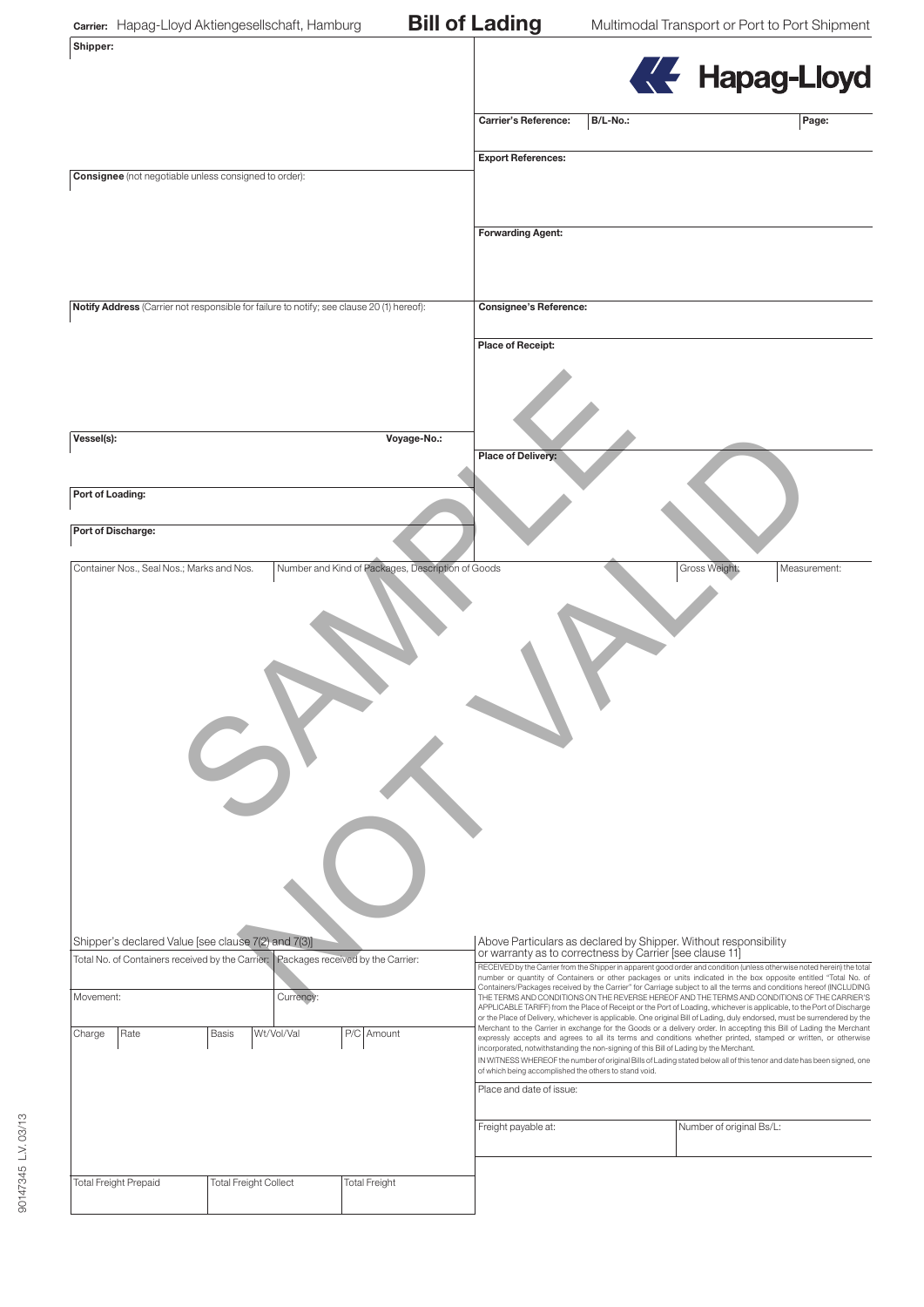**Carrier:** Hapag-Lloyd Aktiengesellschaft, Hamburg

# Bill of Lading

Multimodal Transport or Port to Port Shipment

Hapag-Lloyd

**Shipper:**

**Carrier's Reference:** | **B/L-No.:** | **Page:**

**Export References:**

**Consignee** (not negotiable unless consigned to order):

**Forwarding Agent:**

**Notify Address** (Carrier not responsible for failure to notify; see clause 20 (1) hereof):

**Consignee's Reference:**

**Place of Receipt:**

**Vessel(s):** | **Voyage-No.:**

**Place of Delivery:**

**Port of Loading:**

**Port of Discharge:**

| Container Nos., Seal Nos.; Marks and Nos. | Number and Kind of Packages, Description of Goods | Gross Weight: | Measurement: |
| --- | --- | --- | --- |
| | | | |

SAMPLE NOT VALID

Shipper's declared Value [see clause 7(2) and 7(3)]

Above Particulars as declared by Shipper. Without responsibility or warranty as to correctness by Carrier [see clause 11]

| Total No. of Containers received by the Carrier: | Packages received by the Carrier: |
| --- | --- |
| Movement: | Currency: |

RECEIVED by the Carrier from the Shipper in apparent good order and condition (unless otherwise noted herein) the total number or quantity of Containers or other packages or units indicated in the box opposite entitled "Total No. of Containers/Packages received by the Carrier" for Carriage subject to all the terms and conditions hereof (INCLUDING THE TERMS AND CONDITIONS ON THE REVERSE HEREOF AND THE TERMS AND CONDITIONS OF THE CARRIER'S APPLICABLE TARIFF) from the Place of Receipt or the Port of Loading, whichever is applicable, to the Port of Discharge or the Place of Delivery, whichever is applicable. One original Bill of Lading, duly endorsed, must be surrendered by the Merchant to the Carrier in exchange for the Goods or a delivery order. In accepting this Bill of Lading the Merchant expressly accepts and agrees to all its terms and conditions whether printed, stamped or written, or otherwise incorporated, notwithstanding the non-signing of this Bill of Lading by the Merchant.

IN WITNESS WHEREOF the number of original Bills of Lading stated below all of this tenor and date has been signed, one of which being accomplished the others to stand void.

| Charge | Rate | Basis | Wt/Vol/Val | P/C | Amount |
| --- | --- | --- | --- | --- | --- |
| | | | | | |

Place and date of issue:

Freight payable at: | Number of original Bs/L:

| Total Freight Prepaid | Total Freight Collect | Total Freight |
| --- | --- | --- |
| | | |

90147345 L.V. 03/13